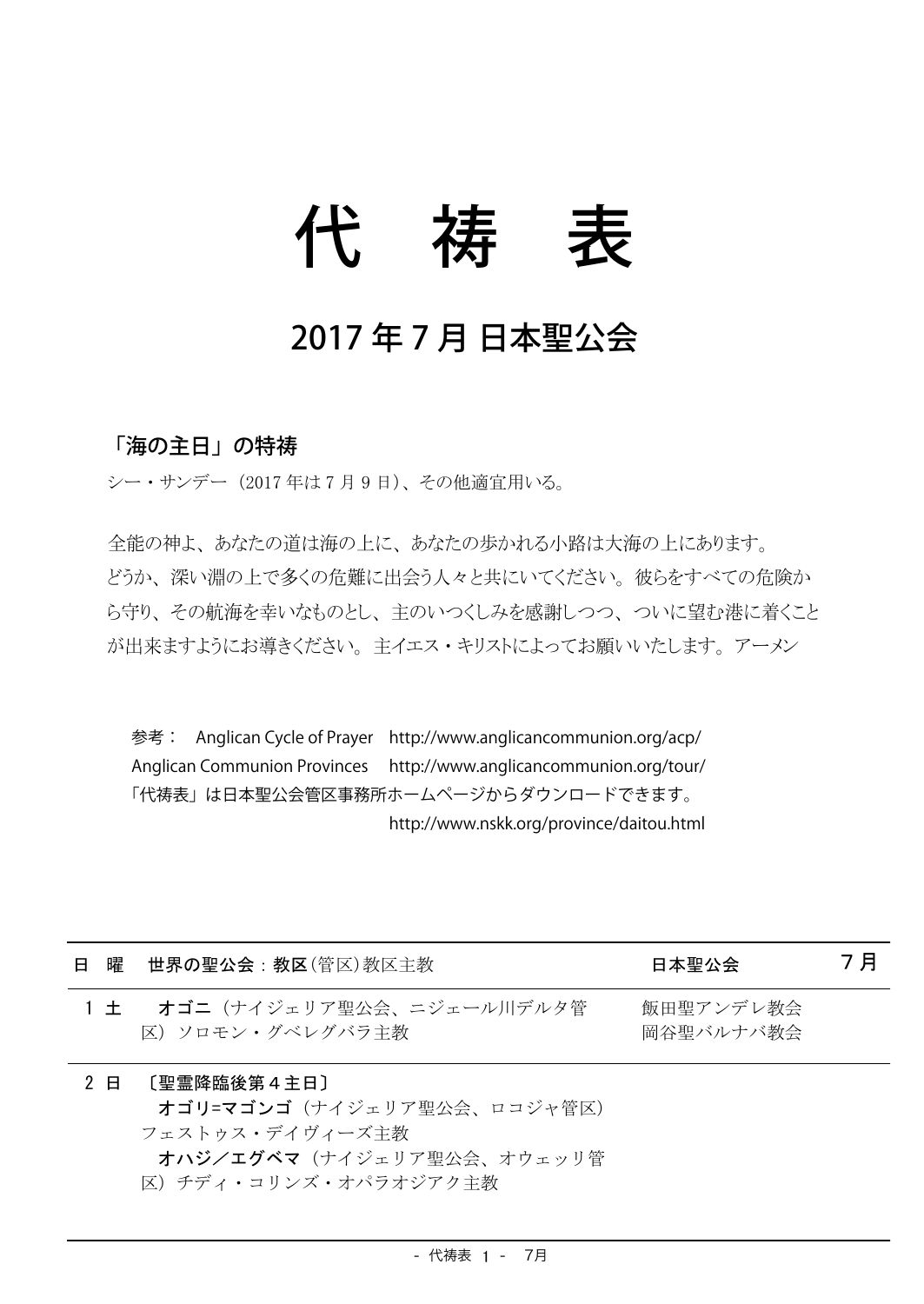# 代 祷 表

## 2017 年 7 月 日本聖公会

### 「海の主日」の特祷

シー・サンデー（2017 年は 7 月 9 日）、その他適宜用いる。

全能の神よ、あなたの道は海の上に、あなたの歩かれる小路は大海の上にあります。どうか、深い淵の上で多くの危難に出会う人々と共にいてください。彼らをすべての危険から守り、その航海を幸いなものとし、主のいつくしみを感謝しつつ、ついに望む港に着くことが出来ますようにお導きください。主イエス・キリストによってお願いいたします。アーメン

参考： Anglican Cycle of Prayer http://www.anglicancommunion.org/acp/
Anglican Communion Provinces http://www.anglicancommunion.org/tour/
「代祷表」は日本聖公会管区事務所ホームページからダウンロードできます。
http://www.nskk.org/province/daitou.html

| 日 | 曜 | 世界の聖公会：教区（管区）教区主教 | 日本聖公会 | 7 月 |
|---|---|---|---|---|
| 1 | 土 | **オゴニ**（ナイジェリア聖公会、ニジェール川デルタ管区）ソロモン・グベレグバラ主教 | 飯田聖アンデレ教会<br>岡谷聖バルナバ教会 | |
| 2 | 日 | 〔聖霊降臨後第４主日〕<br>**オゴリ=マゴンゴ**（ナイジェリア聖公会、ロコジャ管区）フェストゥス・デイヴィーズ主教<br>**オハジ／エグベマ**（ナイジェリア聖公会、オウェッリ管区）チディ・コリンズ・オパラオジアク主教 | | |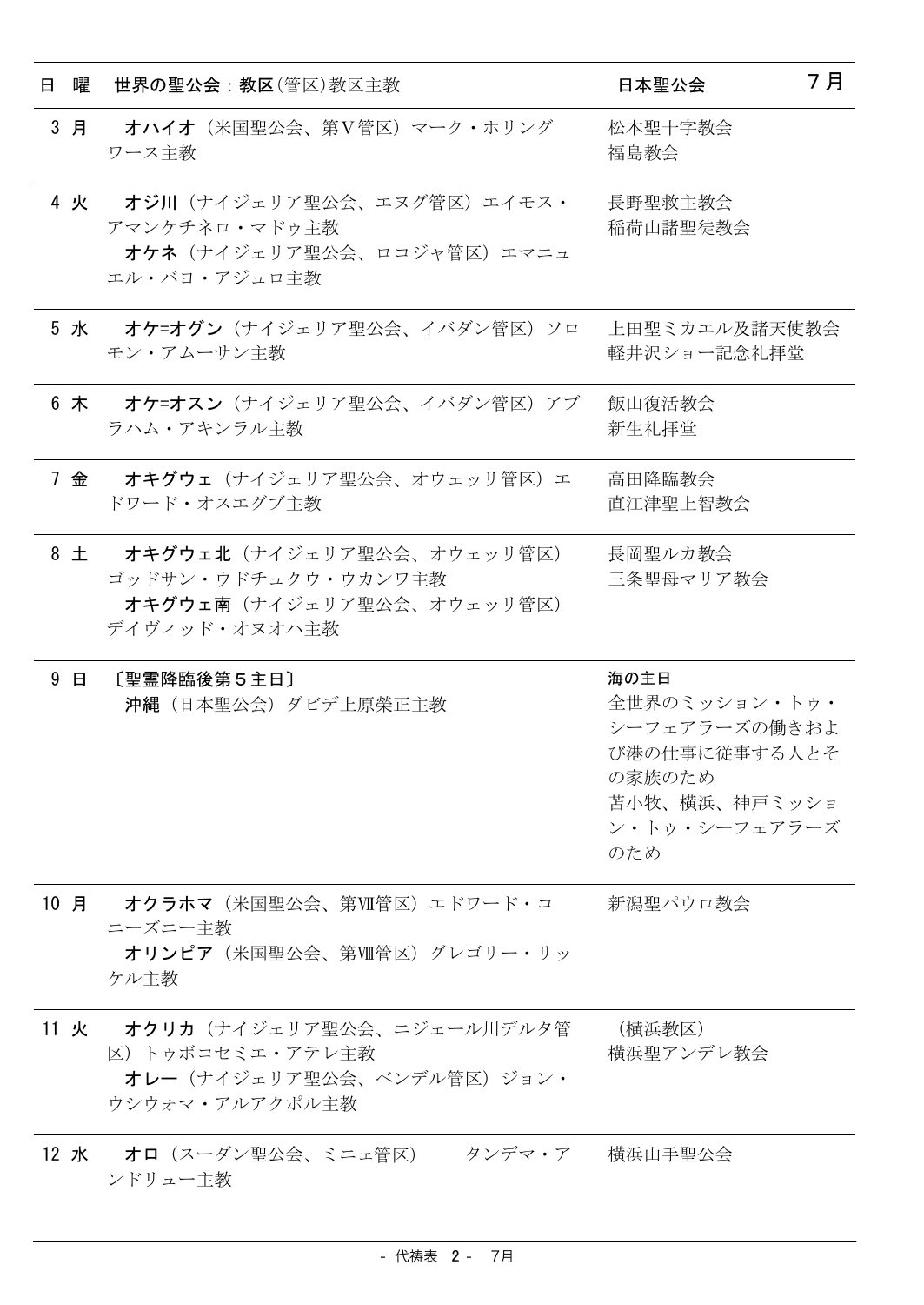| 日 | 曜 | 世界の聖公会：教区(管区)教区主教 | 日本聖公会 |
|---|---|---|---|
| 3 | 月 | **オハイオ**（米国聖公会、第Ⅴ管区）マーク・ホリングワース主教 | 松本聖十字教会<br>福島教会 |
| 4 | 火 | **オジ川**（ナイジェリア聖公会、エヌグ管区）エイモス・アマンケチネロ・マドゥ主教<br>**オケネ**（ナイジェリア聖公会、ロコジャ管区）エマニュエル・バヨ・アジュロ主教 | 長野聖救主教会<br>稲荷山諸聖徒教会 |
| 5 | 水 | **オケ=オグン**（ナイジェリア聖公会、イバダン管区）ソロモン・アムーサン主教 | 上田聖ミカエル及諸天使教会<br>軽井沢ショー記念礼拝堂 |
| 6 | 木 | **オケ=オスン**（ナイジェリア聖公会、イバダン管区）アブラハム・アキンラル主教 | 飯山復活教会<br>新生礼拝堂 |
| 7 | 金 | **オキグウェ**（ナイジェリア聖公会、オウェッリ管区）エドワード・オスエグブ主教 | 高田降臨教会<br>直江津聖上智教会 |
| 8 | 土 | **オキグウェ北**（ナイジェリア聖公会、オウェッリ管区）ゴッドサン・ウドチュクウ・ウカンワ主教<br>**オキグウェ南**（ナイジェリア聖公会、オウェッリ管区）デイヴィッド・オヌオハ主教 | 長岡聖ルカ教会<br>三条聖母マリア教会 |
| 9 | 日 | **〔聖霊降臨後第５主日〕**<br>**沖縄**（日本聖公会）ダビデ上原榮正主教 | **海の主日**<br>全世界のミッション・トゥ・シーフェアラーズの働きおよび港の仕事に従事する人とその家族のため<br>苫小牧、横浜、神戸ミッション・トゥ・シーフェアラーズのため |
| 10 | 月 | **オクラホマ**（米国聖公会、第Ⅶ管区）エドワード・コニーズニー主教<br>**オリンピア**（米国聖公会、第Ⅷ管区）グレゴリー・リッケル主教 | 新潟聖パウロ教会 |
| 11 | 火 | **オクリカ**（ナイジェリア聖公会、ニジェール川デルタ管区）トゥボコセミエ・アテレ主教<br>**オレー**（ナイジェリア聖公会、ベンデル管区）ジョン・ウシウォマ・アルアクポル主教 | （横浜教区）<br>横浜聖アンデレ教会 |
| 12 | 水 | **オロ**（スーダン聖公会、ミニェ管区）　　タンデマ・アンドリュー主教 | 横浜山手聖公会 |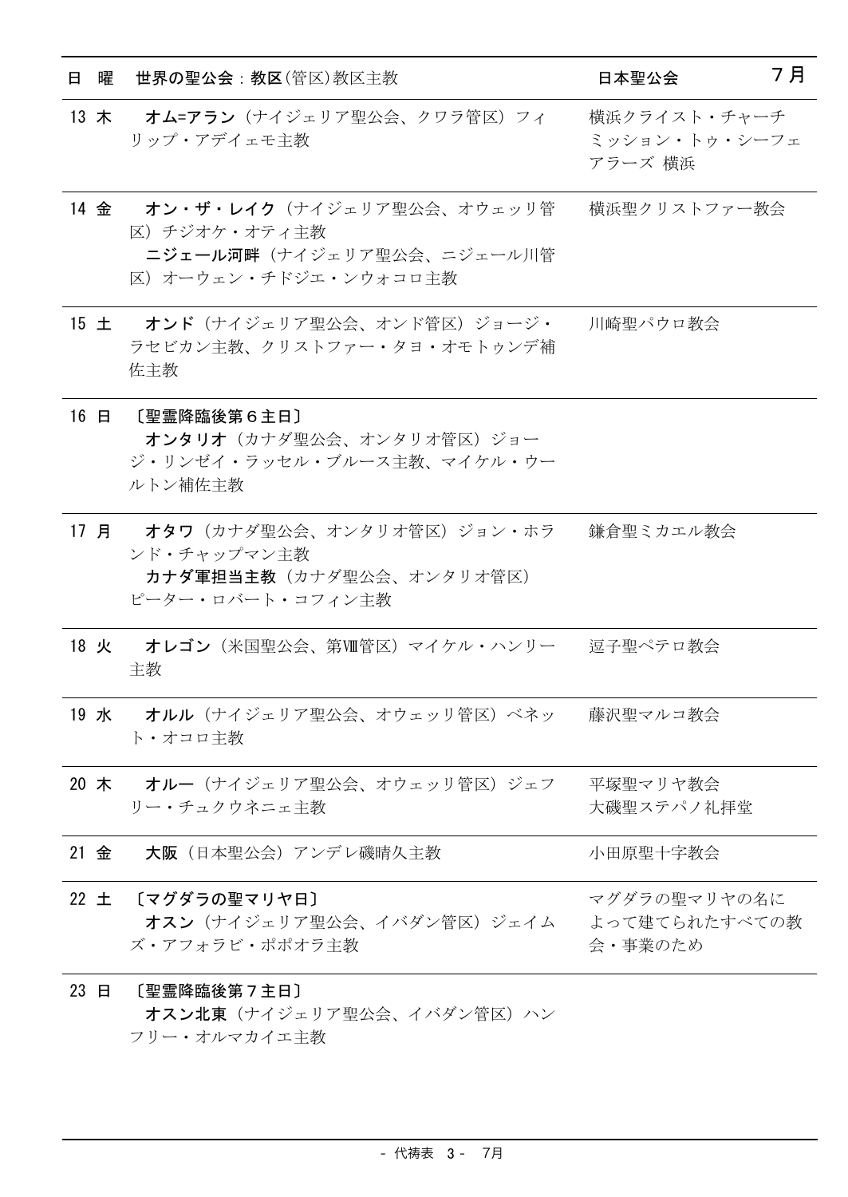| 日 | 曜 | 世界の聖公会：**教区**(管区)教区主教 | 日本聖公会 |
|---|---|---|---|
| 13 | 木 | **オム=アラン**（ナイジェリア聖公会、クワラ管区）フィリップ・アデイェモ主教 | 横浜クライスト・チャーチ ミッション・トゥ・シーフェアラーズ 横浜 |
| 14 | 金 | **オン・ザ・レイク**（ナイジェリア聖公会、オウェッリ管区）チジオケ・オティ主教<br>**ニジェール河畔**（ナイジェリア聖公会、ニジェール川管区）オーウェン・チドジエ・ンウォコロ主教 | 横浜聖クリストファー教会 |
| 15 | 土 | **オンド**（ナイジェリア聖公会、オンド管区）ジョージ・ラセビカン主教、クリストファー・タヨ・オモトゥンデ補佐主教 | 川崎聖パウロ教会 |
| 16 | 日 | 〔聖霊降臨後第６主日〕<br>**オンタリオ**（カナダ聖公会、オンタリオ管区）ジョージ・リンゼイ・ラッセル・ブルース主教、マイケル・ウールトン補佐主教 | |
| 17 | 月 | **オタワ**（カナダ聖公会、オンタリオ管区）ジョン・ホランド・チャップマン主教<br>**カナダ軍担当主教**（カナダ聖公会、オンタリオ管区）ピーター・ロバート・コフィン主教 | 鎌倉聖ミカエル教会 |
| 18 | 火 | **オレゴン**（米国聖公会、第Ⅷ管区）マイケル・ハンリー主教 | 逗子聖ペテロ教会 |
| 19 | 水 | **オルル**（ナイジェリア聖公会、オウェッリ管区）ベネット・オコロ主教 | 藤沢聖マルコ教会 |
| 20 | 木 | **オルー**（ナイジェリア聖公会、オウェッリ管区）ジェフリー・チュクウネニェ主教 | 平塚聖マリヤ教会<br>大磯聖ステパノ礼拝堂 |
| 21 | 金 | **大阪**（日本聖公会）アンデレ磯晴久主教 | 小田原聖十字教会 |
| 22 | 土 | 〔マグダラの聖マリヤ日〕<br>**オスン**（ナイジェリア聖公会、イバダン管区）ジェイムズ・アフォラビ・ポポオラ主教 | マグダラの聖マリヤの名によって建てられたすべての教会・事業のため |
| 23 | 日 | 〔聖霊降臨後第７主日〕<br>**オスン北東**（ナイジェリア聖公会、イバダン管区）ハンフリー・オルマカイエ主教 | |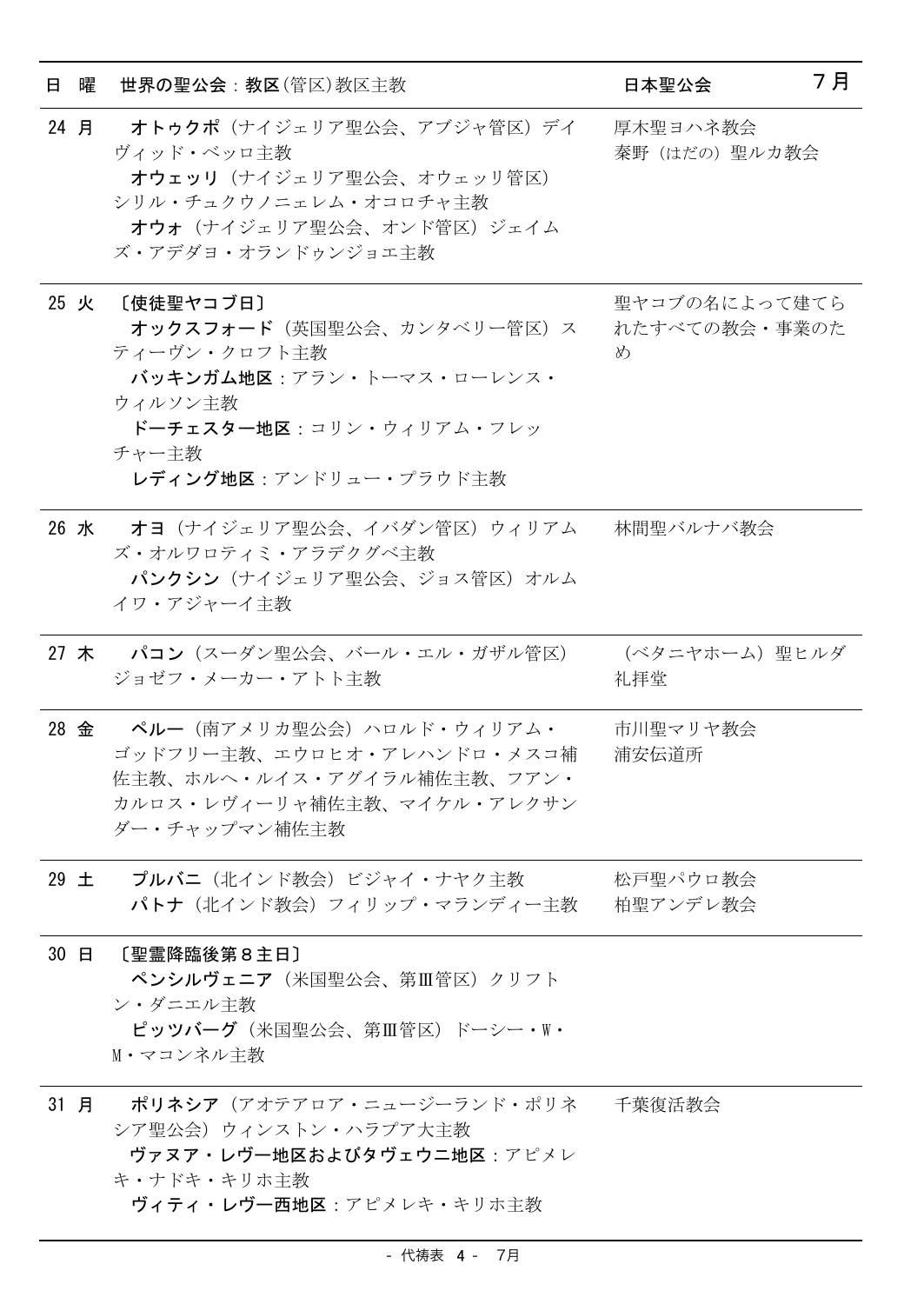| 日 | 曜 | 世界の聖公会：教区(管区)教区主教 | 日本聖公会 |
|---|---|---|---|
| | | | **7月** |
| 24 | 月 | **オトゥクポ**（ナイジェリア聖公会、アブジャ管区）デイヴィッド・ベッロ主教<br>**オウェッリ**（ナイジェリア聖公会、オウェッリ管区）シリル・チュクウノニェレム・オコロチャ主教<br>**オウォ**（ナイジェリア聖公会、オンド管区）ジェイムズ・アデダヨ・オランドゥンジョエ主教 | 厚木聖ヨハネ教会<br>秦野（はだの）聖ルカ教会 |
| 25 | 火 | **〔使徒聖ヤコブ日〕**<br>**オックスフォード**（英国聖公会、カンタベリー管区）スティーヴン・クロフト主教<br>**バッキンガム地区**：アラン・トーマス・ローレンス・ウィルソン主教<br>**ドーチェスター地区**：コリン・ウィリアム・フレッチャー主教<br>**レディング地区**：アンドリュー・プラウド主教 | 聖ヤコブの名によって建てられたすべての教会・事業のため |
| 26 | 水 | **オヨ**（ナイジェリア聖公会、イバダン管区）ウィリアムズ・オルワロティミ・アラデクグベ主教<br>**パンクシン**（ナイジェリア聖公会、ジョス管区）オルムイワ・アジャーイ主教 | 林間聖バルナバ教会 |
| 27 | 木 | **パコン**（スーダン聖公会、バール・エル・ガザル管区）ジョゼフ・メーカー・アトト主教 | （ベタニヤホーム）聖ヒルダ礼拝堂 |
| 28 | 金 | **ペルー**（南アメリカ聖公会）ハロルド・ウィリアム・ゴッドフリー主教、エウロヒオ・アレハンドロ・メスコ補佐主教、ホルヘ・ルイス・アグイラル補佐主教、フアン・カルロス・レヴィーリャ補佐主教、マイケル・アレクサンダー・チャップマン補佐主教 | 市川聖マリヤ教会<br>浦安伝道所 |
| 29 | 土 | **プルバニ**（北インド教会）ビジャイ・ナヤク主教<br>**パトナ**（北インド教会）フィリップ・マランディー主教 | 松戸聖パウロ教会<br>柏聖アンデレ教会 |
| 30 | 日 | **〔聖霊降臨後第８主日〕**<br>**ペンシルヴェニア**（米国聖公会、第Ⅲ管区）クリフトン・ダニエル主教<br>**ピッツバーグ**（米国聖公会、第Ⅲ管区）ドーシー・W・M・マコンネル主教 | |
| 31 | 月 | **ポリネシア**（アオテアロア・ニュージーランド・ポリネシア聖公会）ウィンストン・ハラプア大主教<br>**ヴァヌア・レヴー地区およびタヴェウニ地区**：アピメレキ・ナドキ・キリホ主教<br>**ヴィティ・レヴー西地区**：アピメレキ・キリホ主教 | 千葉復活教会 |